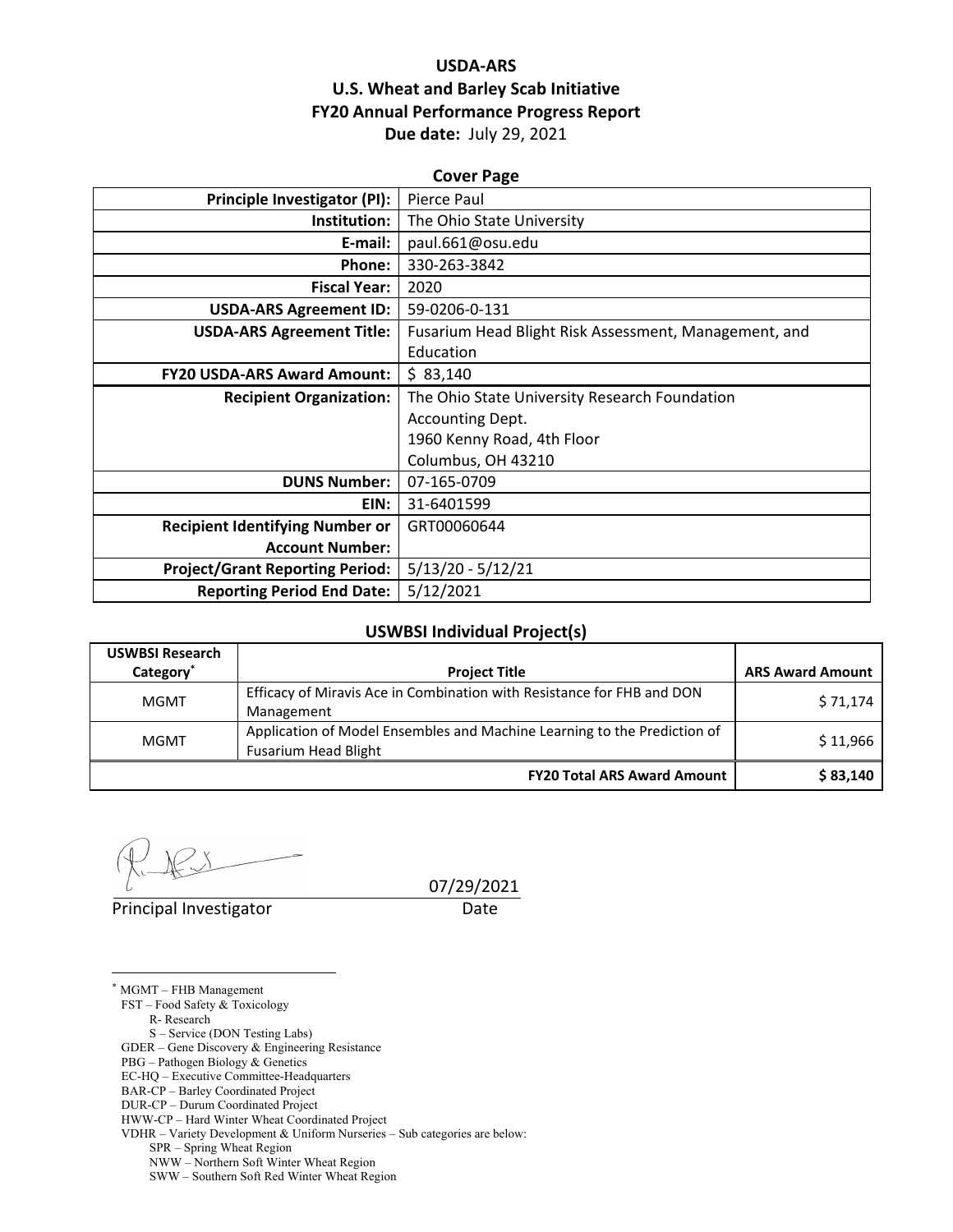# USDA-ARS
# U.S. Wheat and Barley Scab Initiative
# FY20 Annual Performance Progress Report

**Due date:** July 29, 2021

## Cover Page

| | |
|---|---|
| **Principle Investigator (PI):** | Pierce Paul |
| **Institution:** | The Ohio State University |
| **E-mail:** | paul.661@osu.edu |
| **Phone:** | 330-263-3842 |
| **Fiscal Year:** | 2020 |
| **USDA-ARS Agreement ID:** | 59-0206-0-131 |
| **USDA-ARS Agreement Title:** | Fusarium Head Blight Risk Assessment, Management, and Education |
| **FY20 USDA-ARS Award Amount:** | $ 83,140 |
| **Recipient Organization:** | The Ohio State University Research Foundation<br>Accounting Dept.<br>1960 Kenny Road, 4th Floor<br>Columbus, OH 43210 |
| **DUNS Number:** | 07-165-0709 |
| **EIN:** | 31-6401599 |
| **Recipient Identifying Number or Account Number:** | GRT00060644 |
| **Project/Grant Reporting Period:** | 5/13/20 - 5/12/21 |
| **Reporting Period End Date:** | 5/12/2021 |

## USWBSI Individual Project(s)

| USWBSI Research Category[*] | Project Title | ARS Award Amount |
|---|---|---|
| MGMT | Efficacy of Miravis Ace in Combination with Resistance for FHB and DON Management | $ 71,174 |
| MGMT | Application of Model Ensembles and Machine Learning to the Prediction of Fusarium Head Blight | $ 11,966 |
| | **FY20 Total ARS Award Amount** | **$ 83,140** |

07/29/2021

Principal Investigator — Date

---

[*] MGMT – FHB Management
FST – Food Safety & Toxicology
  R- Research
  S – Service (DON Testing Labs)
GDER – Gene Discovery & Engineering Resistance
PBG – Pathogen Biology & Genetics
EC-HQ – Executive Committee-Headquarters
BAR-CP – Barley Coordinated Project
DUR-CP – Durum Coordinated Project
HWW-CP – Hard Winter Wheat Coordinated Project
VDHR – Variety Development & Uniform Nurseries – Sub categories are below:
  SPR – Spring Wheat Region
  NWW – Northern Soft Winter Wheat Region
  SWW – Southern Soft Red Winter Wheat Region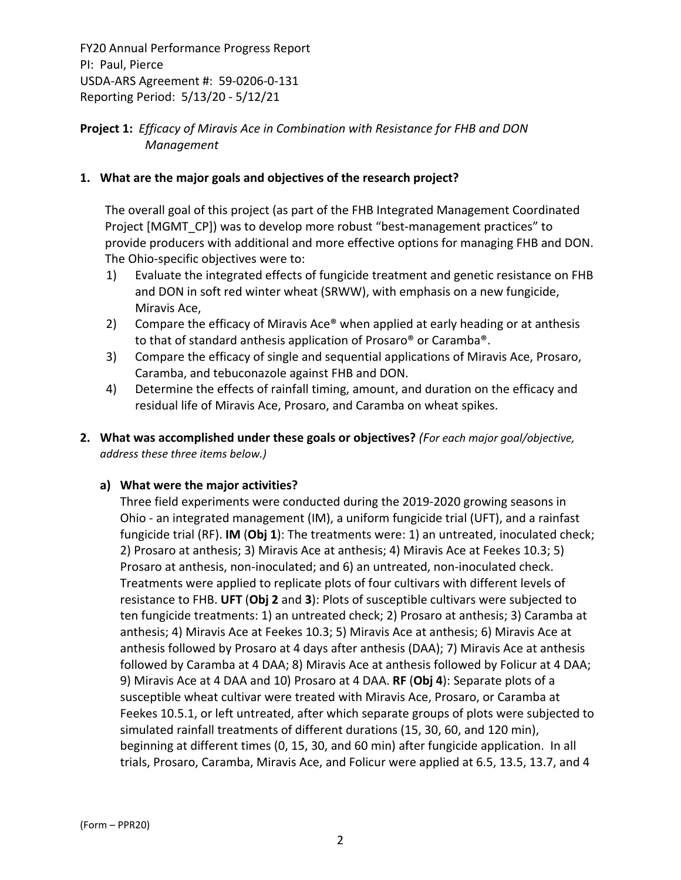FY20 Annual Performance Progress Report
PI: Paul, Pierce
USDA-ARS Agreement #: 59-0206-0-131
Reporting Period: 5/13/20 - 5/12/21

**Project 1:** *Efficacy of Miravis Ace in Combination with Resistance for FHB and DON Management*

**1. What are the major goals and objectives of the research project?**

The overall goal of this project (as part of the FHB Integrated Management Coordinated Project [MGMT_CP]) was to develop more robust "best-management practices" to provide producers with additional and more effective options for managing FHB and DON. The Ohio-specific objectives were to:

1) Evaluate the integrated effects of fungicide treatment and genetic resistance on FHB and DON in soft red winter wheat (SRWW), with emphasis on a new fungicide, Miravis Ace,
2) Compare the efficacy of Miravis Ace® when applied at early heading or at anthesis to that of standard anthesis application of Prosaro® or Caramba®.
3) Compare the efficacy of single and sequential applications of Miravis Ace, Prosaro, Caramba, and tebuconazole against FHB and DON.
4) Determine the effects of rainfall timing, amount, and duration on the efficacy and residual life of Miravis Ace, Prosaro, and Caramba on wheat spikes.

**2. What was accomplished under these goals or objectives?** *(For each major goal/objective, address these three items below.)*

**a) What were the major activities?**

Three field experiments were conducted during the 2019-2020 growing seasons in Ohio - an integrated management (IM), a uniform fungicide trial (UFT), and a rainfast fungicide trial (RF). **IM** (**Obj 1**): The treatments were: 1) an untreated, inoculated check; 2) Prosaro at anthesis; 3) Miravis Ace at anthesis; 4) Miravis Ace at Feekes 10.3; 5) Prosaro at anthesis, non-inoculated; and 6) an untreated, non-inoculated check. Treatments were applied to replicate plots of four cultivars with different levels of resistance to FHB. **UFT** (**Obj 2** and **3**): Plots of susceptible cultivars were subjected to ten fungicide treatments: 1) an untreated check; 2) Prosaro at anthesis; 3) Caramba at anthesis; 4) Miravis Ace at Feekes 10.3; 5) Miravis Ace at anthesis; 6) Miravis Ace at anthesis followed by Prosaro at 4 days after anthesis (DAA); 7) Miravis Ace at anthesis followed by Caramba at 4 DAA; 8) Miravis Ace at anthesis followed by Folicur at 4 DAA; 9) Miravis Ace at 4 DAA and 10) Prosaro at 4 DAA. **RF** (**Obj 4**): Separate plots of a susceptible wheat cultivar were treated with Miravis Ace, Prosaro, or Caramba at Feekes 10.5.1, or left untreated, after which separate groups of plots were subjected to simulated rainfall treatments of different durations (15, 30, 60, and 120 min), beginning at different times (0, 15, 30, and 60 min) after fungicide application. In all trials, Prosaro, Caramba, Miravis Ace, and Folicur were applied at 6.5, 13.5, 13.7, and 4

(Form – PPR20)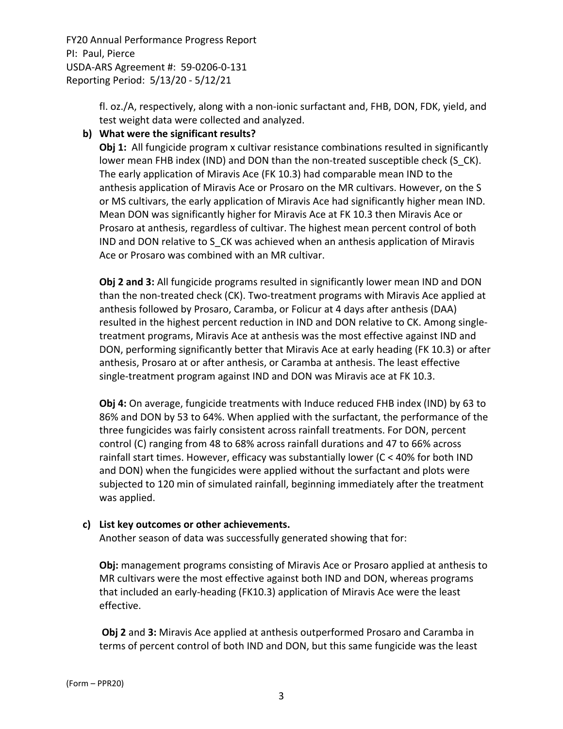fl. oz./A, respectively, along with a non-ionic surfactant and, FHB, DON, FDK, yield, and test weight data were collected and analyzed.

**b) What were the significant results?**

**Obj 1:** All fungicide program x cultivar resistance combinations resulted in significantly lower mean FHB index (IND) and DON than the non-treated susceptible check (S_CK). The early application of Miravis Ace (FK 10.3) had comparable mean IND to the anthesis application of Miravis Ace or Prosaro on the MR cultivars. However, on the S or MS cultivars, the early application of Miravis Ace had significantly higher mean IND. Mean DON was significantly higher for Miravis Ace at FK 10.3 then Miravis Ace or Prosaro at anthesis, regardless of cultivar. The highest mean percent control of both IND and DON relative to S_CK was achieved when an anthesis application of Miravis Ace or Prosaro was combined with an MR cultivar.

**Obj 2 and 3:** All fungicide programs resulted in significantly lower mean IND and DON than the non-treated check (CK). Two-treatment programs with Miravis Ace applied at anthesis followed by Prosaro, Caramba, or Folicur at 4 days after anthesis (DAA) resulted in the highest percent reduction in IND and DON relative to CK. Among single-treatment programs, Miravis Ace at anthesis was the most effective against IND and DON, performing significantly better that Miravis Ace at early heading (FK 10.3) or after anthesis, Prosaro at or after anthesis, or Caramba at anthesis. The least effective single-treatment program against IND and DON was Miravis ace at FK 10.3.

**Obj 4:** On average, fungicide treatments with Induce reduced FHB index (IND) by 63 to 86% and DON by 53 to 64%. When applied with the surfactant, the performance of the three fungicides was fairly consistent across rainfall treatments. For DON, percent control (C) ranging from 48 to 68% across rainfall durations and 47 to 66% across rainfall start times. However, efficacy was substantially lower (C < 40% for both IND and DON) when the fungicides were applied without the surfactant and plots were subjected to 120 min of simulated rainfall, beginning immediately after the treatment was applied.

**c) List key outcomes or other achievements.**

Another season of data was successfully generated showing that for:

**Obj:** management programs consisting of Miravis Ace or Prosaro applied at anthesis to MR cultivars were the most effective against both IND and DON, whereas programs that included an early-heading (FK10.3) application of Miravis Ace were the least effective.

**Obj 2** and **3:** Miravis Ace applied at anthesis outperformed Prosaro and Caramba in terms of percent control of both IND and DON, but this same fungicide was the least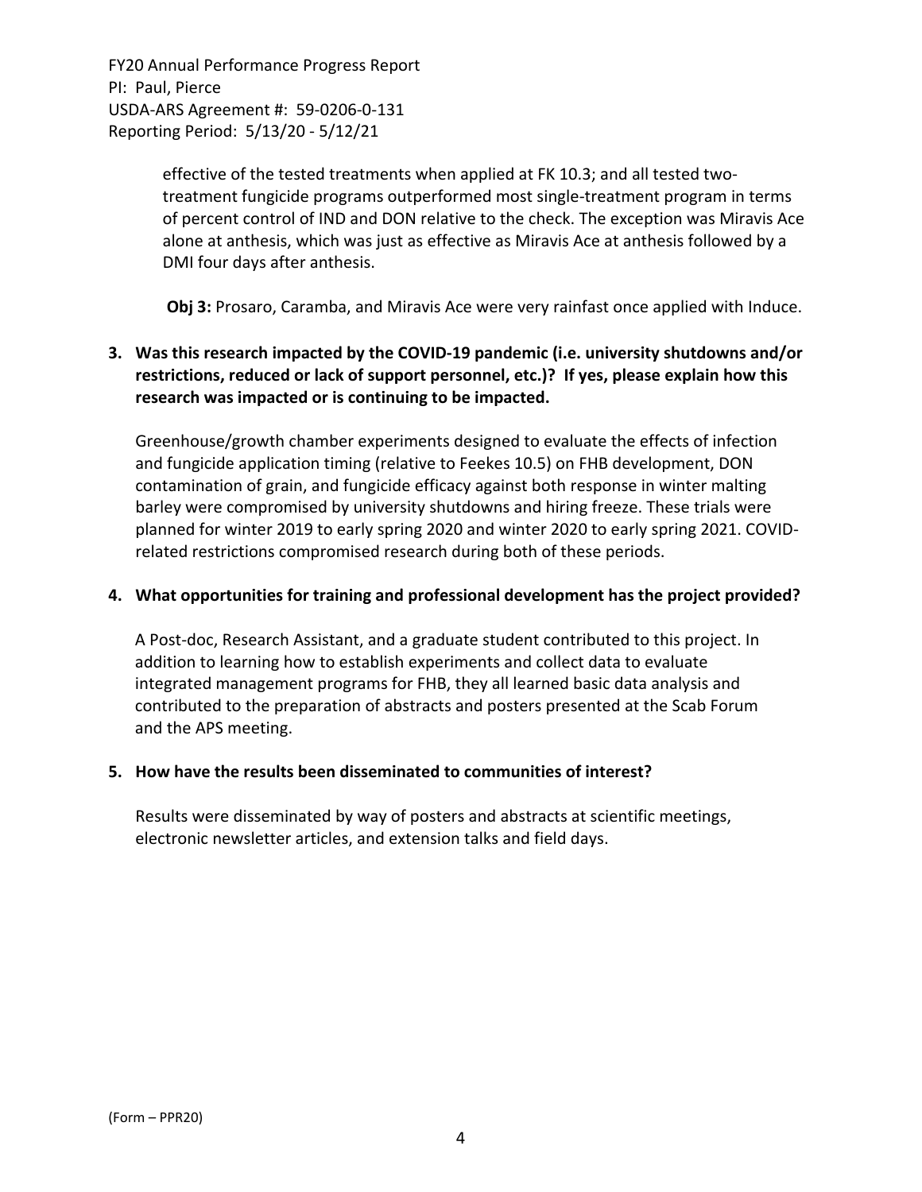effective of the tested treatments when applied at FK 10.3; and all tested two-treatment fungicide programs outperformed most single-treatment program in terms of percent control of IND and DON relative to the check. The exception was Miravis Ace alone at anthesis, which was just as effective as Miravis Ace at anthesis followed by a DMI four days after anthesis.

**Obj 3:** Prosaro, Caramba, and Miravis Ace were very rainfast once applied with Induce.

**3. Was this research impacted by the COVID-19 pandemic (i.e. university shutdowns and/or restrictions, reduced or lack of support personnel, etc.)? If yes, please explain how this research was impacted or is continuing to be impacted.**

Greenhouse/growth chamber experiments designed to evaluate the effects of infection and fungicide application timing (relative to Feekes 10.5) on FHB development, DON contamination of grain, and fungicide efficacy against both response in winter malting barley were compromised by university shutdowns and hiring freeze. These trials were planned for winter 2019 to early spring 2020 and winter 2020 to early spring 2021. COVID-related restrictions compromised research during both of these periods.

**4. What opportunities for training and professional development has the project provided?**

A Post-doc, Research Assistant, and a graduate student contributed to this project. In addition to learning how to establish experiments and collect data to evaluate integrated management programs for FHB, they all learned basic data analysis and contributed to the preparation of abstracts and posters presented at the Scab Forum and the APS meeting.

**5. How have the results been disseminated to communities of interest?**

Results were disseminated by way of posters and abstracts at scientific meetings, electronic newsletter articles, and extension talks and field days.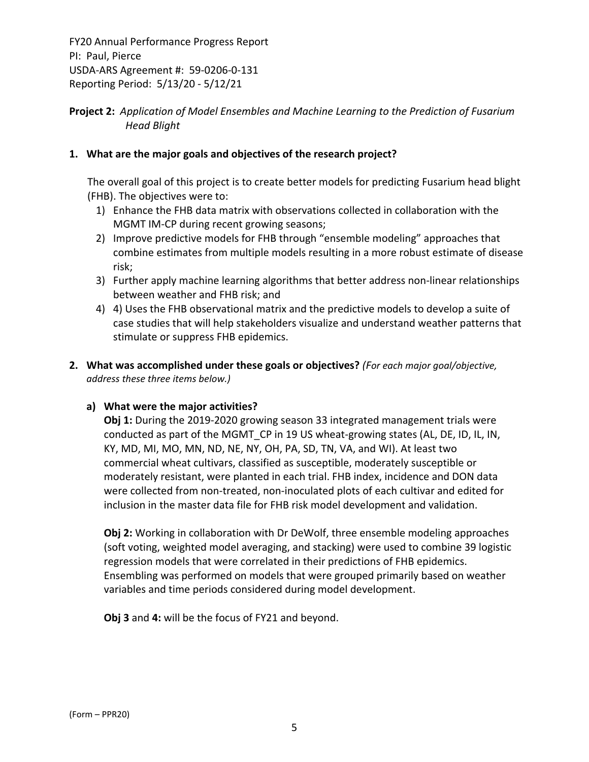FY20 Annual Performance Progress Report
PI: Paul, Pierce
USDA-ARS Agreement #: 59-0206-0-131
Reporting Period: 5/13/20 - 5/12/21

**Project 2:** *Application of Model Ensembles and Machine Learning to the Prediction of Fusarium Head Blight*

**1. What are the major goals and objectives of the research project?**

The overall goal of this project is to create better models for predicting Fusarium head blight (FHB). The objectives were to:

1) Enhance the FHB data matrix with observations collected in collaboration with the MGMT IM-CP during recent growing seasons;
2) Improve predictive models for FHB through "ensemble modeling" approaches that combine estimates from multiple models resulting in a more robust estimate of disease risk;
3) Further apply machine learning algorithms that better address non-linear relationships between weather and FHB risk; and
4) 4) Uses the FHB observational matrix and the predictive models to develop a suite of case studies that will help stakeholders visualize and understand weather patterns that stimulate or suppress FHB epidemics.

**2. What was accomplished under these goals or objectives?** *(For each major goal/objective, address these three items below.)*

**a) What were the major activities?**

**Obj 1:** During the 2019-2020 growing season 33 integrated management trials were conducted as part of the MGMT_CP in 19 US wheat-growing states (AL, DE, ID, IL, IN, KY, MD, MI, MO, MN, ND, NE, NY, OH, PA, SD, TN, VA, and WI). At least two commercial wheat cultivars, classified as susceptible, moderately susceptible or moderately resistant, were planted in each trial. FHB index, incidence and DON data were collected from non-treated, non-inoculated plots of each cultivar and edited for inclusion in the master data file for FHB risk model development and validation.

**Obj 2:** Working in collaboration with Dr DeWolf, three ensemble modeling approaches (soft voting, weighted model averaging, and stacking) were used to combine 39 logistic regression models that were correlated in their predictions of FHB epidemics. Ensembling was performed on models that were grouped primarily based on weather variables and time periods considered during model development.

**Obj 3** and **4:** will be the focus of FY21 and beyond.

(Form – PPR20)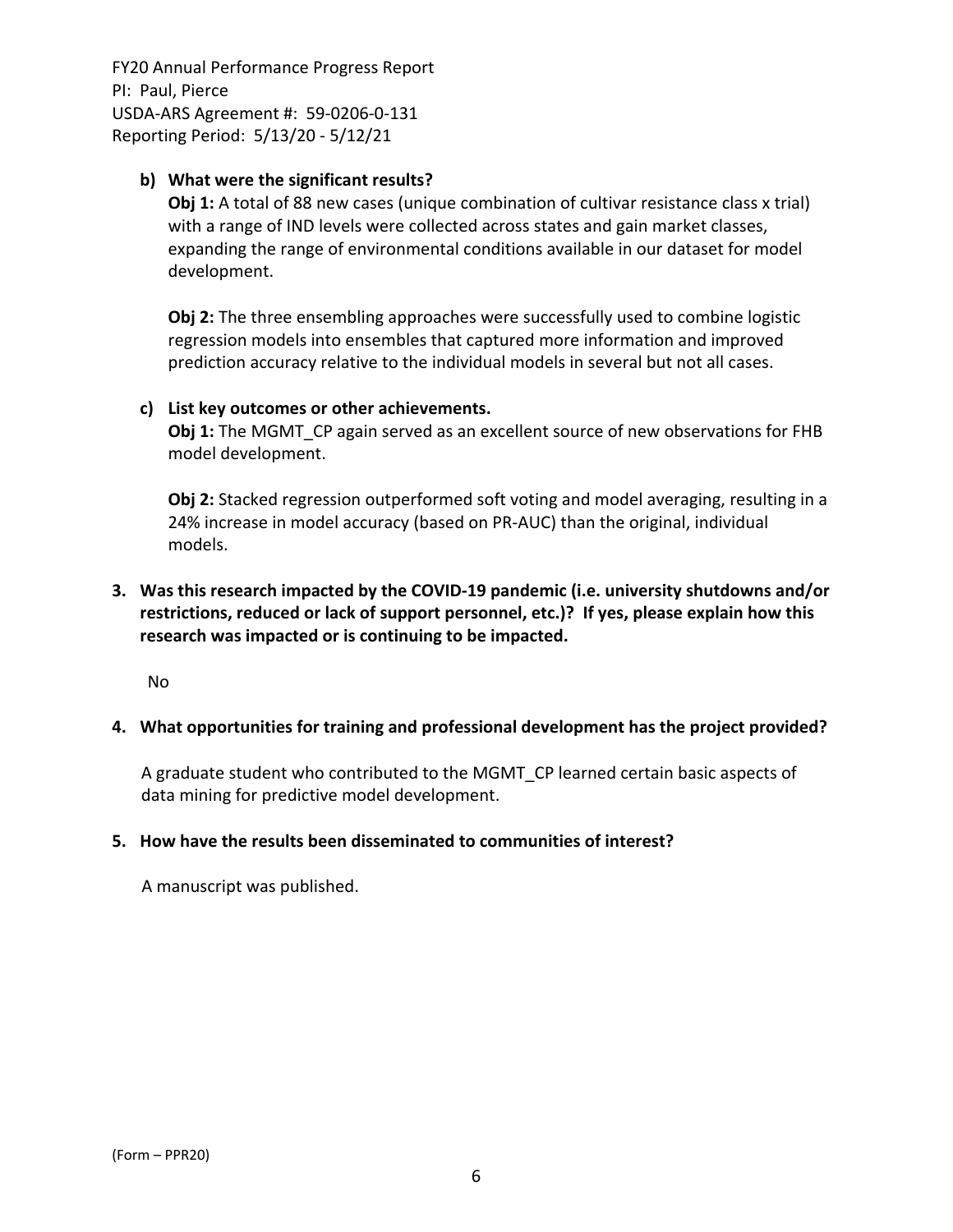**b) What were the significant results?**

**Obj 1:** A total of 88 new cases (unique combination of cultivar resistance class x trial) with a range of IND levels were collected across states and gain market classes, expanding the range of environmental conditions available in our dataset for model development.

**Obj 2:** The three ensembling approaches were successfully used to combine logistic regression models into ensembles that captured more information and improved prediction accuracy relative to the individual models in several but not all cases.

**c) List key outcomes or other achievements.**

**Obj 1:** The MGMT_CP again served as an excellent source of new observations for FHB model development.

**Obj 2:** Stacked regression outperformed soft voting and model averaging, resulting in a 24% increase in model accuracy (based on PR-AUC) than the original, individual models.

**3. Was this research impacted by the COVID-19 pandemic (i.e. university shutdowns and/or restrictions, reduced or lack of support personnel, etc.)? If yes, please explain how this research was impacted or is continuing to be impacted.**

No

**4. What opportunities for training and professional development has the project provided?**

A graduate student who contributed to the MGMT_CP learned certain basic aspects of data mining for predictive model development.

**5. How have the results been disseminated to communities of interest?**

A manuscript was published.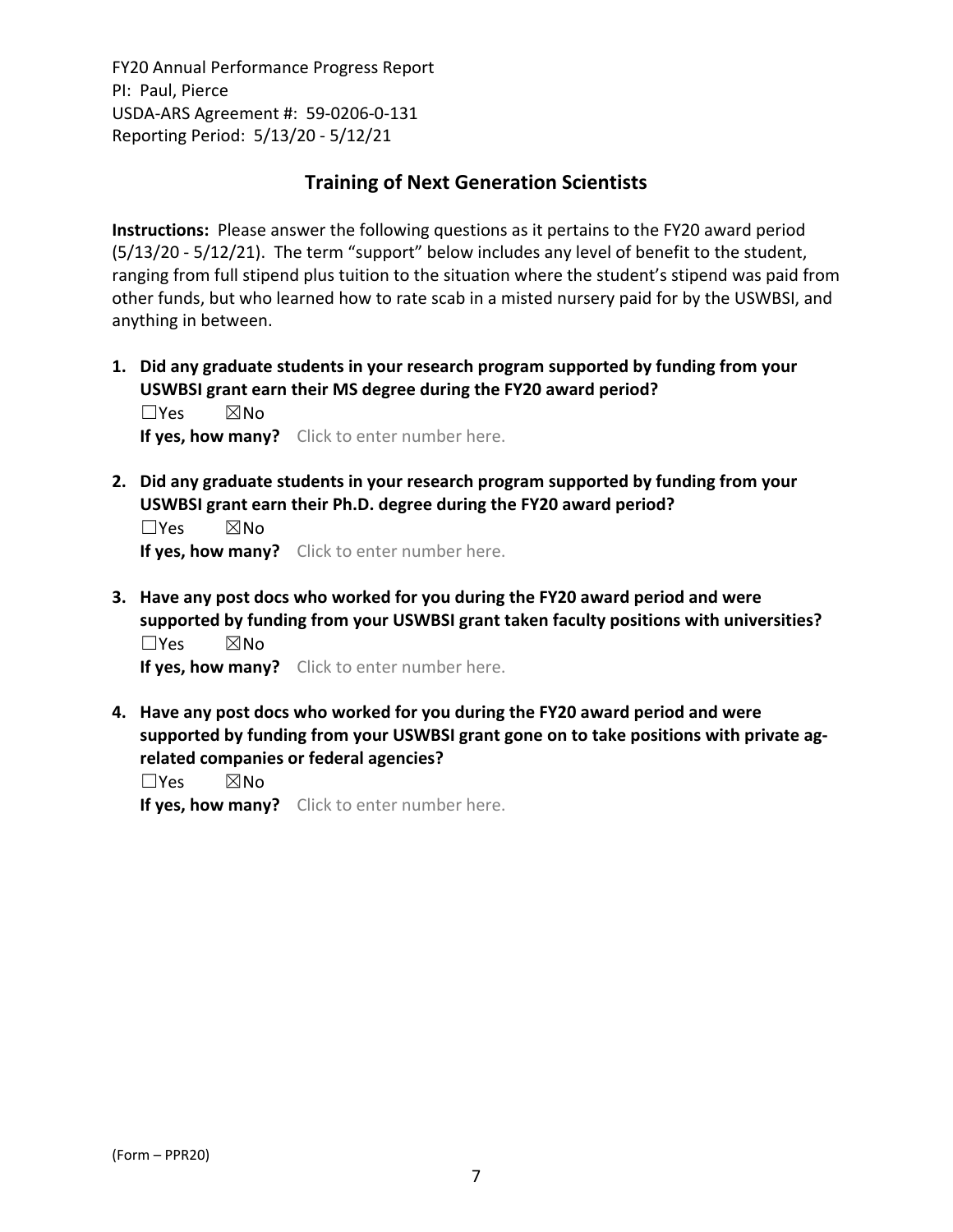## Training of Next Generation Scientists

**Instructions:** Please answer the following questions as it pertains to the FY20 award period (5/13/20 - 5/12/21). The term "support" below includes any level of benefit to the student, ranging from full stipend plus tuition to the situation where the student's stipend was paid from other funds, but who learned how to rate scab in a misted nursery paid for by the USWBSI, and anything in between.

1. **Did any graduate students in your research program supported by funding from your USWBSI grant earn their MS degree during the FY20 award period?**
   ☐Yes ☒No
   **If yes, how many?** Click to enter number here.

2. **Did any graduate students in your research program supported by funding from your USWBSI grant earn their Ph.D. degree during the FY20 award period?**
   ☐Yes ☒No
   **If yes, how many?** Click to enter number here.

3. **Have any post docs who worked for you during the FY20 award period and were supported by funding from your USWBSI grant taken faculty positions with universities?**
   ☐Yes ☒No
   **If yes, how many?** Click to enter number here.

4. **Have any post docs who worked for you during the FY20 award period and were supported by funding from your USWBSI grant gone on to take positions with private ag-related companies or federal agencies?**
   ☐Yes ☒No
   **If yes, how many?** Click to enter number here.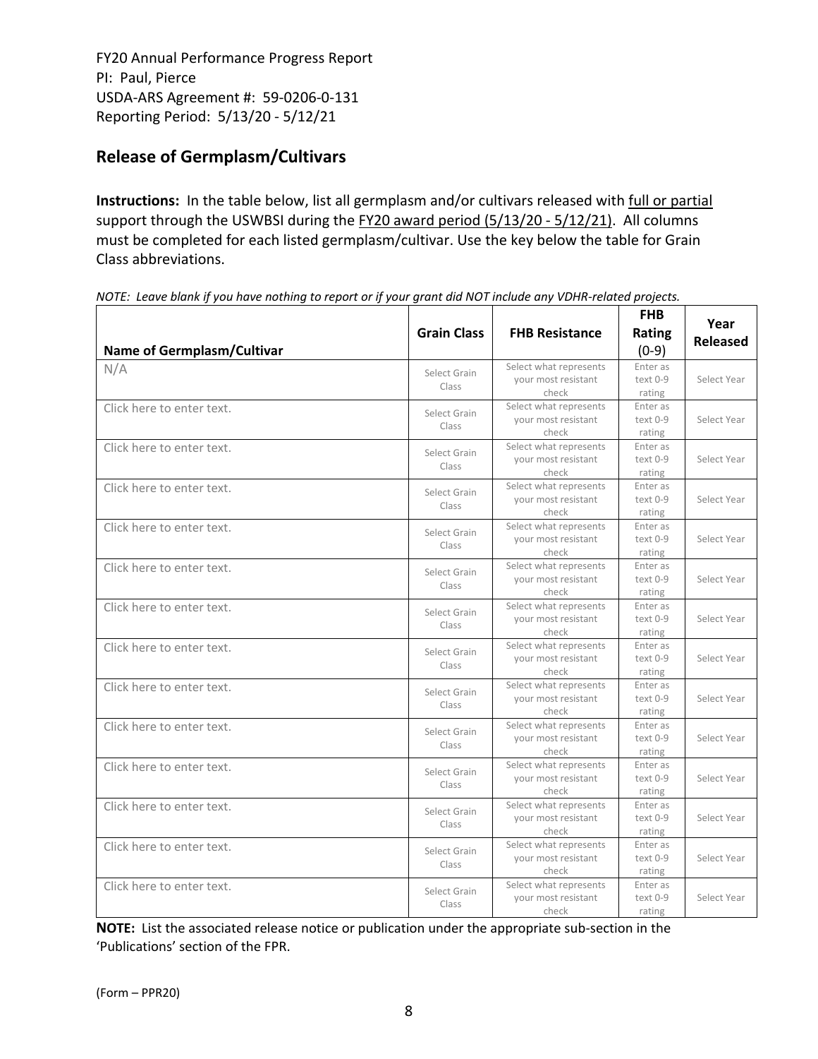FY20 Annual Performance Progress Report
PI: Paul, Pierce
USDA-ARS Agreement #: 59-0206-0-131
Reporting Period: 5/13/20 - 5/12/21

## Release of Germplasm/Cultivars

**Instructions:** In the table below, list all germplasm and/or cultivars released with full or partial support through the USWBSI during the FY20 award period (5/13/20 - 5/12/21). All columns must be completed for each listed germplasm/cultivar. Use the key below the table for Grain Class abbreviations.

*NOTE: Leave blank if you have nothing to report or if your grant did NOT include any VDHR-related projects.*

| Name of Germplasm/Cultivar | Grain Class | FHB Resistance | FHB Rating (0-9) | Year Released |
|---|---|---|---|---|
| N/A | Select Grain Class | Select what represents your most resistant check | Enter as text 0-9 rating | Select Year |
| Click here to enter text. | Select Grain Class | Select what represents your most resistant check | Enter as text 0-9 rating | Select Year |
| Click here to enter text. | Select Grain Class | Select what represents your most resistant check | Enter as text 0-9 rating | Select Year |
| Click here to enter text. | Select Grain Class | Select what represents your most resistant check | Enter as text 0-9 rating | Select Year |
| Click here to enter text. | Select Grain Class | Select what represents your most resistant check | Enter as text 0-9 rating | Select Year |
| Click here to enter text. | Select Grain Class | Select what represents your most resistant check | Enter as text 0-9 rating | Select Year |
| Click here to enter text. | Select Grain Class | Select what represents your most resistant check | Enter as text 0-9 rating | Select Year |
| Click here to enter text. | Select Grain Class | Select what represents your most resistant check | Enter as text 0-9 rating | Select Year |
| Click here to enter text. | Select Grain Class | Select what represents your most resistant check | Enter as text 0-9 rating | Select Year |
| Click here to enter text. | Select Grain Class | Select what represents your most resistant check | Enter as text 0-9 rating | Select Year |
| Click here to enter text. | Select Grain Class | Select what represents your most resistant check | Enter as text 0-9 rating | Select Year |
| Click here to enter text. | Select Grain Class | Select what represents your most resistant check | Enter as text 0-9 rating | Select Year |
| Click here to enter text. | Select Grain Class | Select what represents your most resistant check | Enter as text 0-9 rating | Select Year |
| Click here to enter text. | Select Grain Class | Select what represents your most resistant check | Enter as text 0-9 rating | Select Year |

**NOTE:** List the associated release notice or publication under the appropriate sub-section in the 'Publications' section of the FPR.

(Form – PPR20)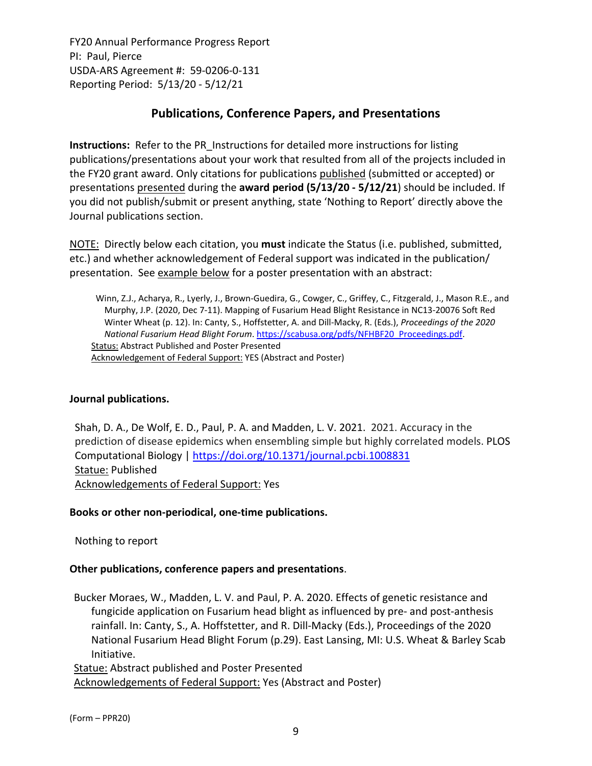FY20 Annual Performance Progress Report
PI: Paul, Pierce
USDA-ARS Agreement #: 59-0206-0-131
Reporting Period: 5/13/20 - 5/12/21

## Publications, Conference Papers, and Presentations

**Instructions:** Refer to the PR_Instructions for detailed more instructions for listing publications/presentations about your work that resulted from all of the projects included in the FY20 grant award. Only citations for publications published (submitted or accepted) or presentations presented during the **award period (5/13/20 - 5/12/21)** should be included. If you did not publish/submit or present anything, state 'Nothing to Report' directly above the Journal publications section.

NOTE: Directly below each citation, you **must** indicate the Status (i.e. published, submitted, etc.) and whether acknowledgement of Federal support was indicated in the publication/ presentation. See example below for a poster presentation with an abstract:

> Winn, Z.J., Acharya, R., Lyerly, J., Brown-Guedira, G., Cowger, C., Griffey, C., Fitzgerald, J., Mason R.E., and Murphy, J.P. (2020, Dec 7-11). Mapping of Fusarium Head Blight Resistance in NC13-20076 Soft Red Winter Wheat (p. 12). In: Canty, S., Hoffstetter, A. and Dill-Macky, R. (Eds.), *Proceedings of the 2020 National Fusarium Head Blight Forum*. https://scabusa.org/pdfs/NFHBF20_Proceedings.pdf.
> Status: Abstract Published and Poster Presented
> Acknowledgement of Federal Support: YES (Abstract and Poster)

**Journal publications.**

Shah, D. A., De Wolf, E. D., Paul, P. A. and Madden, L. V. 2021. 2021. Accuracy in the prediction of disease epidemics when ensembling simple but highly correlated models. PLOS Computational Biology | https://doi.org/10.1371/journal.pcbi.1008831
Statue: Published
Acknowledgements of Federal Support: Yes

**Books or other non-periodical, one-time publications.**

Nothing to report

**Other publications, conference papers and presentations**.

Bucker Moraes, W., Madden, L. V. and Paul, P. A. 2020. Effects of genetic resistance and fungicide application on Fusarium head blight as influenced by pre- and post-anthesis rainfall. In: Canty, S., A. Hoffstetter, and R. Dill-Macky (Eds.), Proceedings of the 2020 National Fusarium Head Blight Forum (p.29). East Lansing, MI: U.S. Wheat & Barley Scab Initiative.
Statue: Abstract published and Poster Presented
Acknowledgements of Federal Support: Yes (Abstract and Poster)

(Form – PPR20)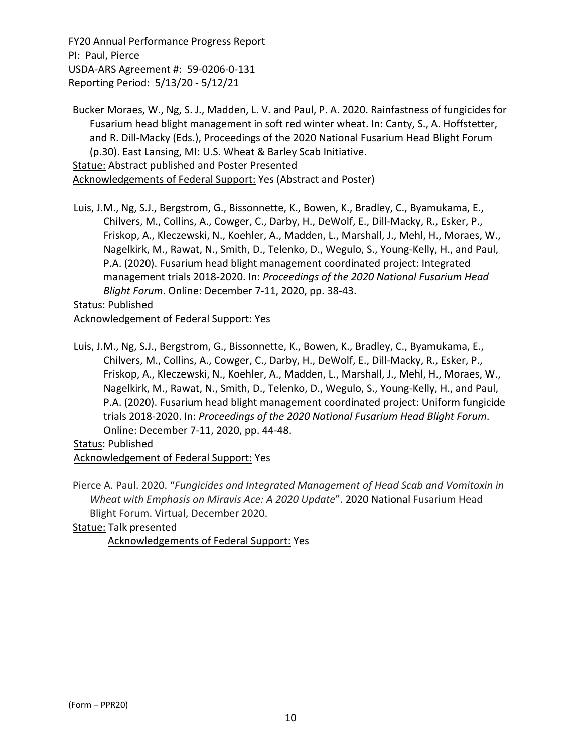Bucker Moraes, W., Ng, S. J., Madden, L. V. and Paul, P. A. 2020. Rainfastness of fungicides for Fusarium head blight management in soft red winter wheat. In: Canty, S., A. Hoffstetter, and R. Dill-Macky (Eds.), Proceedings of the 2020 National Fusarium Head Blight Forum (p.30). East Lansing, MI: U.S. Wheat & Barley Scab Initiative.

Statue: Abstract published and Poster Presented

Acknowledgements of Federal Support: Yes (Abstract and Poster)

Luis, J.M., Ng, S.J., Bergstrom, G., Bissonnette, K., Bowen, K., Bradley, C., Byamukama, E., Chilvers, M., Collins, A., Cowger, C., Darby, H., DeWolf, E., Dill-Macky, R., Esker, P., Friskop, A., Kleczewski, N., Koehler, A., Madden, L., Marshall, J., Mehl, H., Moraes, W., Nagelkirk, M., Rawat, N., Smith, D., Telenko, D., Wegulo, S., Young-Kelly, H., and Paul, P.A. (2020). Fusarium head blight management coordinated project: Integrated management trials 2018-2020. In: *Proceedings of the 2020 National Fusarium Head Blight Forum*. Online: December 7-11, 2020, pp. 38-43.

Status: Published

Acknowledgement of Federal Support: Yes

Luis, J.M., Ng, S.J., Bergstrom, G., Bissonnette, K., Bowen, K., Bradley, C., Byamukama, E., Chilvers, M., Collins, A., Cowger, C., Darby, H., DeWolf, E., Dill-Macky, R., Esker, P., Friskop, A., Kleczewski, N., Koehler, A., Madden, L., Marshall, J., Mehl, H., Moraes, W., Nagelkirk, M., Rawat, N., Smith, D., Telenko, D., Wegulo, S., Young-Kelly, H., and Paul, P.A. (2020). Fusarium head blight management coordinated project: Uniform fungicide trials 2018-2020. In: *Proceedings of the 2020 National Fusarium Head Blight Forum*. Online: December 7-11, 2020, pp. 44-48.

Status: Published

Acknowledgement of Federal Support: Yes

Pierce A. Paul. 2020. "*Fungicides and Integrated Management of Head Scab and Vomitoxin in Wheat with Emphasis on Miravis Ace: A 2020 Update*". 2020 National Fusarium Head Blight Forum. Virtual, December 2020.

Statue: Talk presented

Acknowledgements of Federal Support: Yes